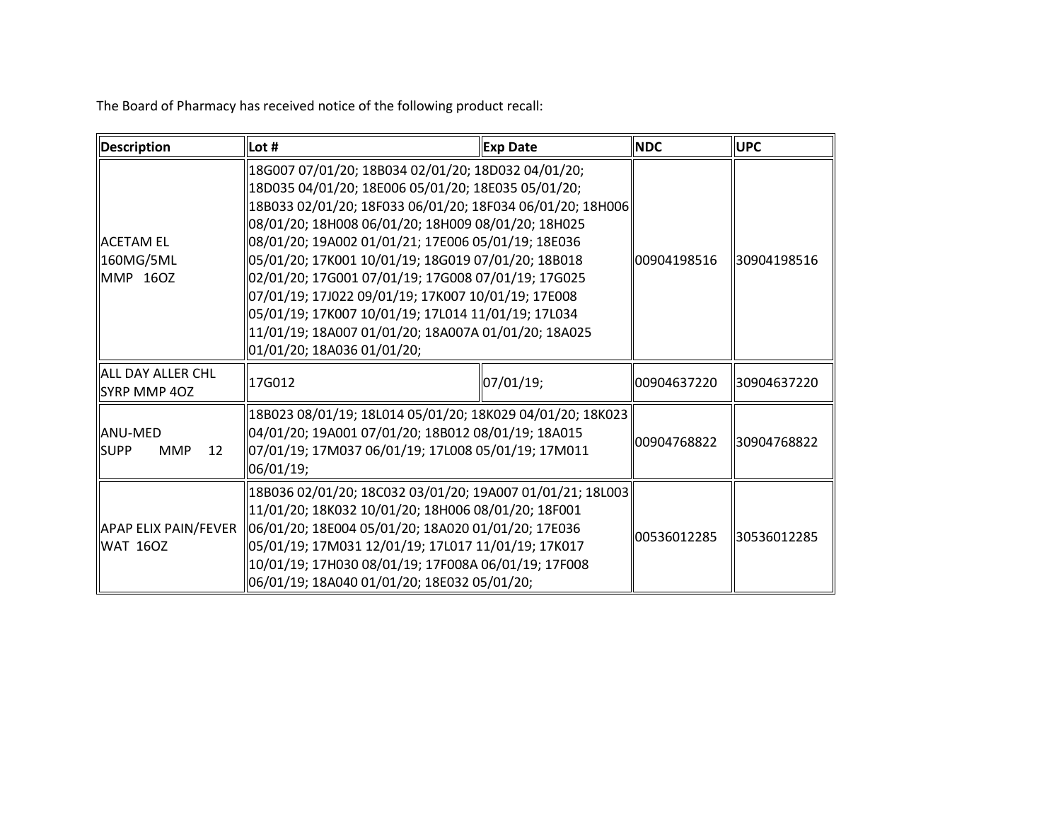The Board of Pharmacy has received notice of the following product recall:

| Description | Lot # | Exp Date | NDC | UPC |
|---|---|---|---|---|
| ACETAM EL 160MG/5ML MMP 16OZ | 18G007 07/01/20; 18B034 02/01/20; 18D032 04/01/20; 18D035 04/01/20; 18E006 05/01/20; 18E035 05/01/20; 18B033 02/01/20; 18F033 06/01/20; 18F034 06/01/20; 18H006 08/01/20; 18H008 06/01/20; 18H009 08/01/20; 18H025 08/01/20; 19A002 01/01/21; 17E006 05/01/19; 18E036 05/01/20; 17K001 10/01/19; 18G019 07/01/20; 18B018 02/01/20; 17G001 07/01/19; 17G008 07/01/19; 17G025 07/01/19; 17J022 09/01/19; 17K007 10/01/19; 17E008 05/01/19; 17K007 10/01/19; 17L014 11/01/19; 17L034 11/01/19; 18A007 01/01/20; 18A007A 01/01/20; 18A025 01/01/20; 18A036 01/01/20; | | 00904198516 | 30904198516 |
| ALL DAY ALLER CHL SYRP MMP 4OZ | 17G012 | 07/01/19; | 00904637220 | 30904637220 |
| ANU-MED SUPP MMP 12 | 18B023 08/01/19; 18L014 05/01/20; 18K029 04/01/20; 18K023 04/01/20; 19A001 07/01/20; 18B012 08/01/19; 18A015 07/01/19; 17M037 06/01/19; 17L008 05/01/19; 17M011 06/01/19; | | 00904768822 | 30904768822 |
| APAP ELIX PAIN/FEVER WAT 16OZ | 18B036 02/01/20; 18C032 03/01/20; 19A007 01/01/21; 18L003 11/01/20; 18K032 10/01/20; 18H006 08/01/20; 18F001 06/01/20; 18E004 05/01/20; 18A020 01/01/20; 17E036 05/01/19; 17M031 12/01/19; 17L017 11/01/19; 17K017 10/01/19; 17H030 08/01/19; 17F008A 06/01/19; 17F008 06/01/19; 18A040 01/01/20; 18E032 05/01/20; | | 00536012285 | 30536012285 |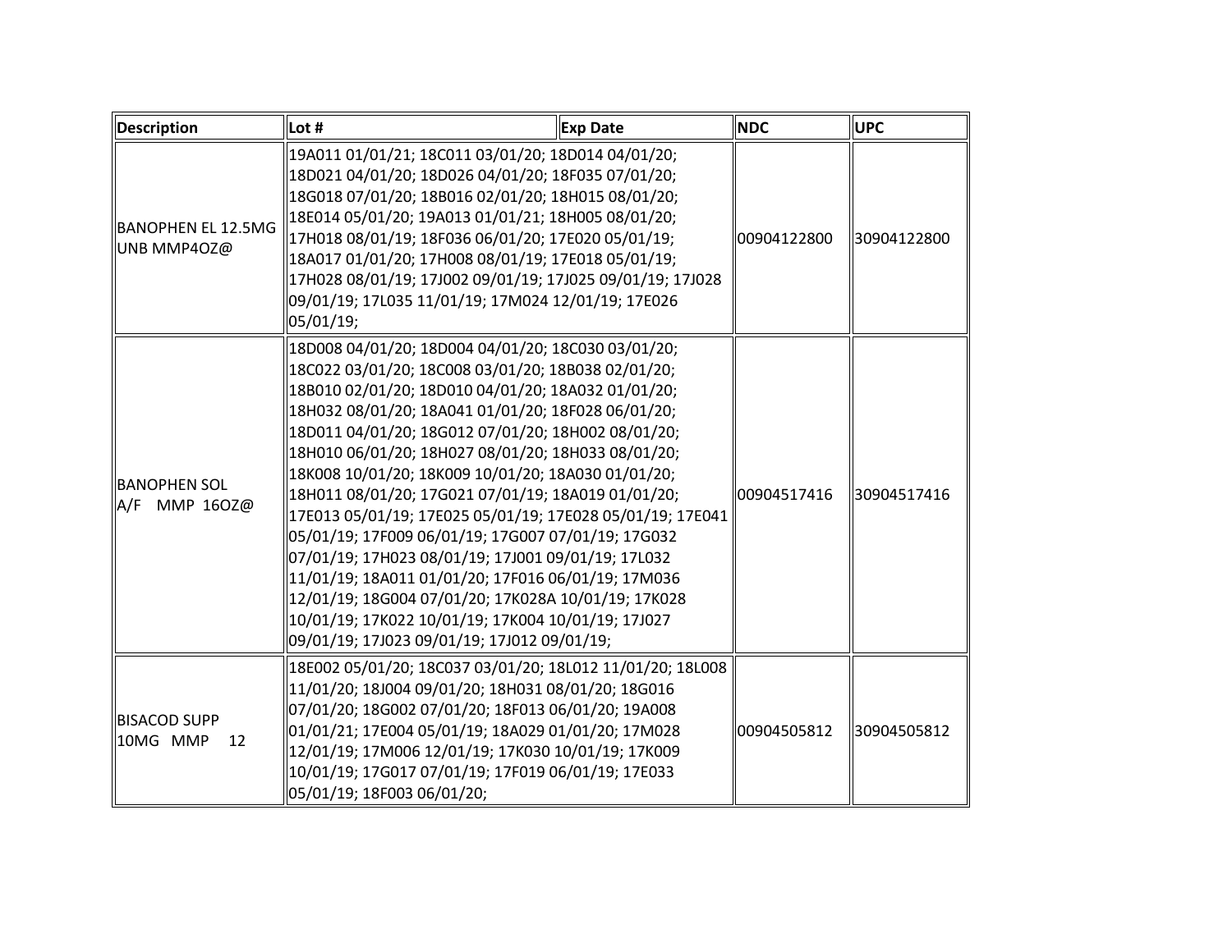| Description | Lot # | Exp Date | NDC | UPC |
|---|---|---|---|---|
| BANOPHEN EL 12.5MG UNB MMP4OZ@ | 19A011 01/01/21; 18C011 03/01/20; 18D014 04/01/20; 18D021 04/01/20; 18D026 04/01/20; 18F035 07/01/20; 18G018 07/01/20; 18B016 02/01/20; 18H015 08/01/20; 18E014 05/01/20; 19A013 01/01/21; 18H005 08/01/20; 17H018 08/01/19; 18F036 06/01/20; 17E020 05/01/19; 18A017 01/01/20; 17H008 08/01/19; 17E018 05/01/19; 17H028 08/01/19; 17J002 09/01/19; 17J025 09/01/19; 17J028 09/01/19; 17L035 11/01/19; 17M024 12/01/19; 17E026 05/01/19; | | 00904122800 | 30904122800 |
| BANOPHEN SOL A/F MMP 16OZ@ | 18D008 04/01/20; 18D004 04/01/20; 18C030 03/01/20; 18C022 03/01/20; 18C008 03/01/20; 18B038 02/01/20; 18B010 02/01/20; 18D010 04/01/20; 18A032 01/01/20; 18H032 08/01/20; 18A041 01/01/20; 18F028 06/01/20; 18D011 04/01/20; 18G012 07/01/20; 18H002 08/01/20; 18H010 06/01/20; 18H027 08/01/20; 18H033 08/01/20; 18K008 10/01/20; 18K009 10/01/20; 18A030 01/01/20; 18H011 08/01/20; 17G021 07/01/19; 18A019 01/01/20; 17E013 05/01/19; 17E025 05/01/19; 17E028 05/01/19; 17E041 05/01/19; 17F009 06/01/19; 17G007 07/01/19; 17G032 07/01/19; 17H023 08/01/19; 17J001 09/01/19; 17L032 11/01/19; 18A011 01/01/20; 17F016 06/01/19; 17M036 12/01/19; 18G004 07/01/20; 17K028A 10/01/19; 17K028 10/01/19; 17K022 10/01/19; 17K004 10/01/19; 17J027 09/01/19; 17J023 09/01/19; 17J012 09/01/19; | | 00904517416 | 30904517416 |
| BISACOD SUPP 10MG MMP 12 | 18E002 05/01/20; 18C037 03/01/20; 18L012 11/01/20; 18L008 11/01/20; 18J004 09/01/20; 18H031 08/01/20; 18G016 07/01/20; 18G002 07/01/20; 18F013 06/01/20; 19A008 01/01/21; 17E004 05/01/19; 18A029 01/01/20; 17M028 12/01/19; 17M006 12/01/19; 17K030 10/01/19; 17K009 10/01/19; 17G017 07/01/19; 17F019 06/01/19; 17E033 05/01/19; 18F003 06/01/20; | | 00904505812 | 30904505812 |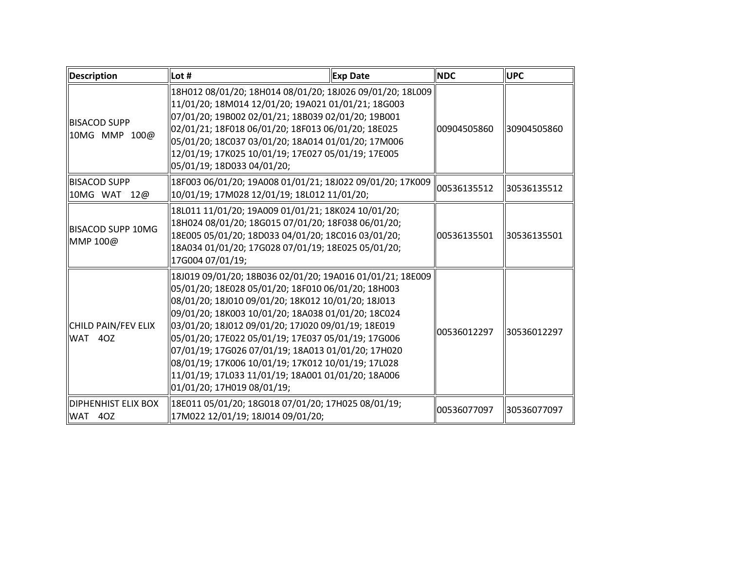| Description | Lot # | Exp Date | NDC | UPC |
|---|---|---|---|---|
| BISACOD SUPP 10MG MMP 100@ | 18H012 08/01/20; 18H014 08/01/20; 18J026 09/01/20; 18L009 11/01/20; 18M014 12/01/20; 19A021 01/01/21; 18G003 07/01/20; 19B002 02/01/21; 18B039 02/01/20; 19B001 02/01/21; 18F018 06/01/20; 18F013 06/01/20; 18E025 05/01/20; 18C037 03/01/20; 18A014 01/01/20; 17M006 12/01/19; 17K025 10/01/19; 17E027 05/01/19; 17E005 05/01/19; 18D033 04/01/20; | | 00904505860 | 30904505860 |
| BISACOD SUPP 10MG WAT 12@ | 18F003 06/01/20; 19A008 01/01/21; 18J022 09/01/20; 17K009 10/01/19; 17M028 12/01/19; 18L012 11/01/20; | | 00536135512 | 30536135512 |
| BISACOD SUPP 10MG MMP 100@ | 18L011 11/01/20; 19A009 01/01/21; 18K024 10/01/20; 18H024 08/01/20; 18G015 07/01/20; 18F038 06/01/20; 18E005 05/01/20; 18D033 04/01/20; 18C016 03/01/20; 18A034 01/01/20; 17G028 07/01/19; 18E025 05/01/20; 17G004 07/01/19; | | 00536135501 | 30536135501 |
| CHILD PAIN/FEV ELIX WAT 4OZ | 18J019 09/01/20; 18B036 02/01/20; 19A016 01/01/21; 18E009 05/01/20; 18E028 05/01/20; 18F010 06/01/20; 18H003 08/01/20; 18J010 09/01/20; 18K012 10/01/20; 18J013 09/01/20; 18K003 10/01/20; 18A038 01/01/20; 18C024 03/01/20; 18J012 09/01/20; 17J020 09/01/19; 18E019 05/01/20; 17E022 05/01/19; 17E037 05/01/19; 17G006 07/01/19; 17G026 07/01/19; 18A013 01/01/20; 17H020 08/01/19; 17K006 10/01/19; 17K012 10/01/19; 17L028 11/01/19; 17L033 11/01/19; 18A001 01/01/20; 18A006 01/01/20; 17H019 08/01/19; | | 00536012297 | 30536012297 |
| DIPHENHIST ELIX BOX WAT 4OZ | 18E011 05/01/20; 18G018 07/01/20; 17H025 08/01/19; 17M022 12/01/19; 18J014 09/01/20; | | 00536077097 | 30536077097 |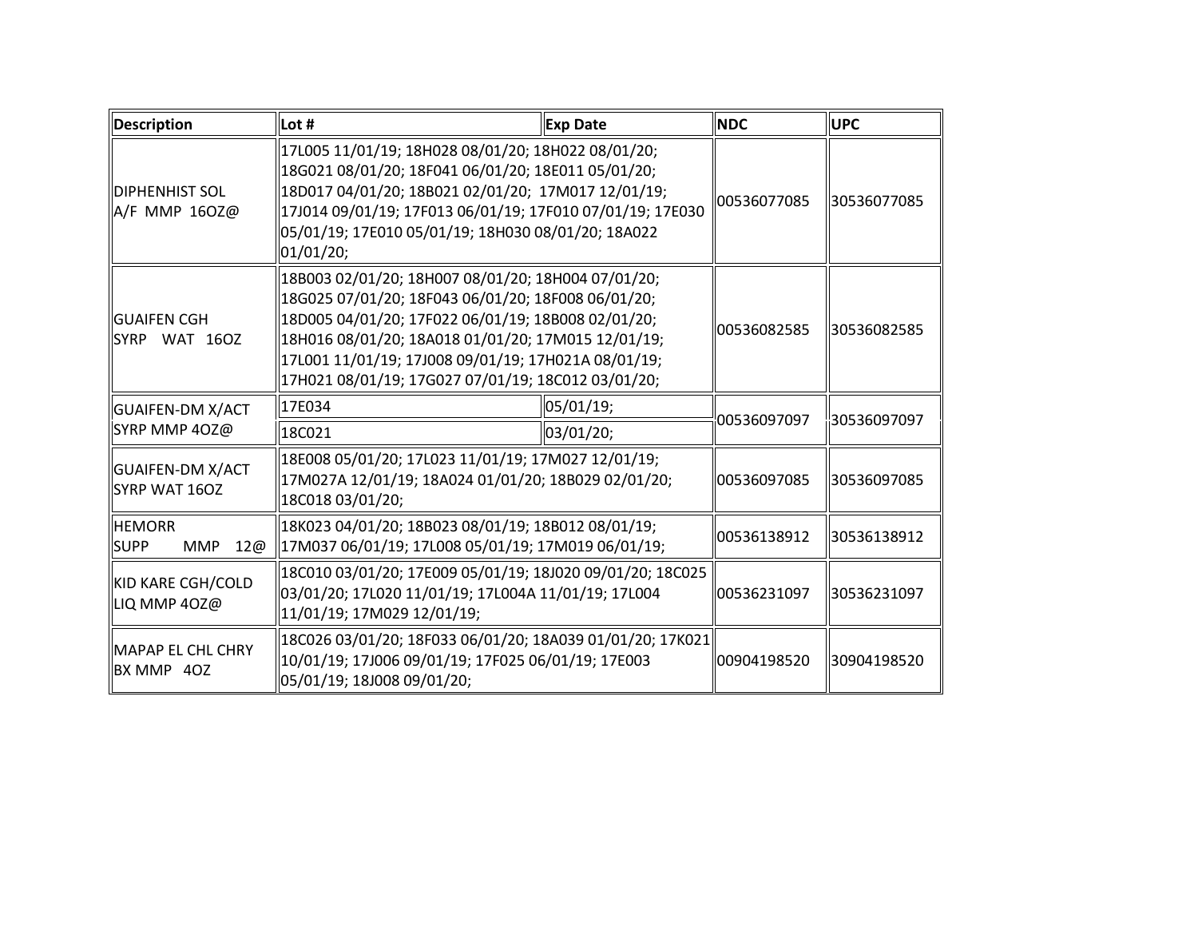| Description | Lot # | Exp Date | NDC | UPC |
| --- | --- | --- | --- | --- |
| DIPHENHIST SOL A/F MMP 16OZ@ | 17L005 11/01/19; 18H028 08/01/20; 18H022 08/01/20; 18G021 08/01/20; 18F041 06/01/20; 18E011 05/01/20; 18D017 04/01/20; 18B021 02/01/20; 17M017 12/01/19; 17J014 09/01/19; 17F013 06/01/19; 17F010 07/01/19; 17E030 05/01/19; 17E010 05/01/19; 18H030 08/01/20; 18A022 01/01/20; | | 00536077085 | 30536077085 |
| GUAIFEN CGH SYRP WAT 16OZ | 18B003 02/01/20; 18H007 08/01/20; 18H004 07/01/20; 18G025 07/01/20; 18F043 06/01/20; 18F008 06/01/20; 18D005 04/01/20; 17F022 06/01/19; 18B008 02/01/20; 18H016 08/01/20; 18A018 01/01/20; 17M015 12/01/19; 17L001 11/01/19; 17J008 09/01/19; 17H021A 08/01/19; 17H021 08/01/19; 17G027 07/01/19; 18C012 03/01/20; | | 00536082585 | 30536082585 |
| GUAIFEN-DM X/ACT SYRP MMP 4OZ@ | 17E034 | 05/01/19; | 00536097097 | 30536097097 |
| | 18C021 | 03/01/20; | | |
| GUAIFEN-DM X/ACT SYRP WAT 16OZ | 18E008 05/01/20; 17L023 11/01/19; 17M027 12/01/19; 17M027A 12/01/19; 18A024 01/01/20; 18B029 02/01/20; 18C018 03/01/20; | | 00536097085 | 30536097085 |
| HEMORR SUPP MMP 12@ | 18K023 04/01/20; 18B023 08/01/19; 18B012 08/01/19; 17M037 06/01/19; 17L008 05/01/19; 17M019 06/01/19; | | 00536138912 | 30536138912 |
| KID KARE CGH/COLD LIQ MMP 4OZ@ | 18C010 03/01/20; 17E009 05/01/19; 18J020 09/01/20; 18C025 03/01/20; 17L020 11/01/19; 17L004A 11/01/19; 17L004 11/01/19; 17M029 12/01/19; | | 00536231097 | 30536231097 |
| MAPAP EL CHL CHRY BX MMP 4OZ | 18C026 03/01/20; 18F033 06/01/20; 18A039 01/01/20; 17K021 10/01/19; 17J006 09/01/19; 17F025 06/01/19; 17E003 05/01/19; 18J008 09/01/20; | | 00904198520 | 30904198520 |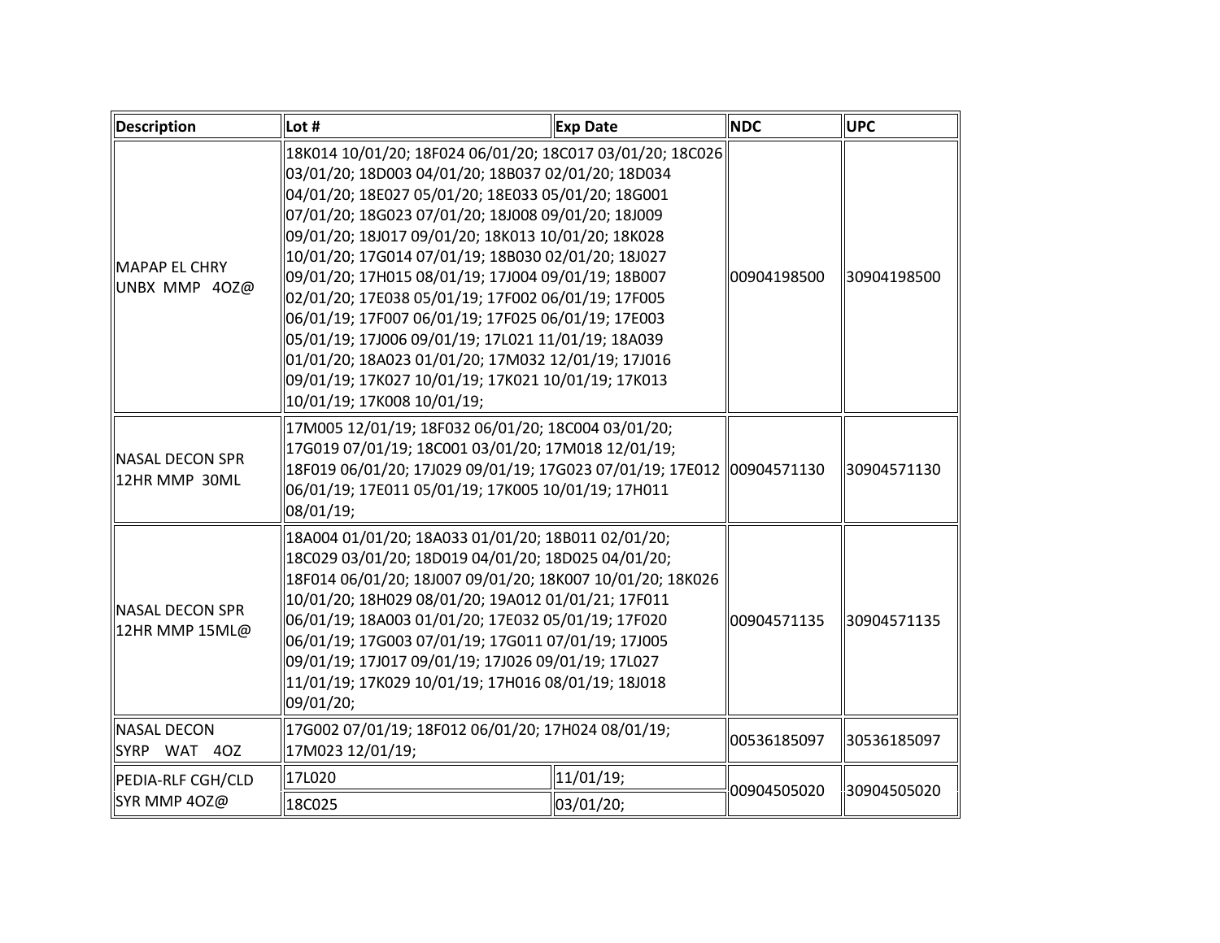| Description | Lot # | Exp Date | NDC | UPC |
| --- | --- | --- | --- | --- |
| MAPAP EL CHRY UNBX MMP 4OZ@ | 18K014 10/01/20; 18F024 06/01/20; 18C017 03/01/20; 18C026 03/01/20; 18D003 04/01/20; 18B037 02/01/20; 18D034 04/01/20; 18E027 05/01/20; 18E033 05/01/20; 18G001 07/01/20; 18G023 07/01/20; 18J008 09/01/20; 18J009 09/01/20; 18J017 09/01/20; 18K013 10/01/20; 18K028 10/01/20; 17G014 07/01/19; 18B030 02/01/20; 18J027 09/01/20; 17H015 08/01/19; 17J004 09/01/19; 18B007 02/01/20; 17E038 05/01/19; 17F002 06/01/19; 17F005 06/01/19; 17F007 06/01/19; 17F025 06/01/19; 17E003 05/01/19; 17J006 09/01/19; 17L021 11/01/19; 18A039 01/01/20; 18A023 01/01/20; 17M032 12/01/19; 17J016 09/01/19; 17K027 10/01/19; 17K021 10/01/19; 17K013 10/01/19; 17K008 10/01/19; | | 00904198500 | 30904198500 |
| NASAL DECON SPR 12HR MMP 30ML | 17M005 12/01/19; 18F032 06/01/20; 18C004 03/01/20; 17G019 07/01/19; 18C001 03/01/20; 17M018 12/01/19; 18F019 06/01/20; 17J029 09/01/19; 17G023 07/01/19; 17E012 06/01/19; 17E011 05/01/19; 17K005 10/01/19; 17H011 08/01/19; | | 00904571130 | 30904571130 |
| NASAL DECON SPR 12HR MMP 15ML@ | 18A004 01/01/20; 18A033 01/01/20; 18B011 02/01/20; 18C029 03/01/20; 18D019 04/01/20; 18D025 04/01/20; 18F014 06/01/20; 18J007 09/01/20; 18K007 10/01/20; 18K026 10/01/20; 18H029 08/01/20; 19A012 01/01/21; 17F011 06/01/19; 18A003 01/01/20; 17E032 05/01/19; 17F020 06/01/19; 17G003 07/01/19; 17G011 07/01/19; 17J005 09/01/19; 17J017 09/01/19; 17J026 09/01/19; 17L027 11/01/19; 17K029 10/01/19; 17H016 08/01/19; 18J018 09/01/20; | | 00904571135 | 30904571135 |
| NASAL DECON SYRP WAT 4OZ | 17G002 07/01/19; 18F012 06/01/20; 17H024 08/01/19; 17M023 12/01/19; | | 00536185097 | 30536185097 |
| PEDIA-RLF CGH/CLD SYR MMP 4OZ@ | 17L020 | 11/01/19; | 00904505020 | 30904505020 |
| | 18C025 | 03/01/20; | | |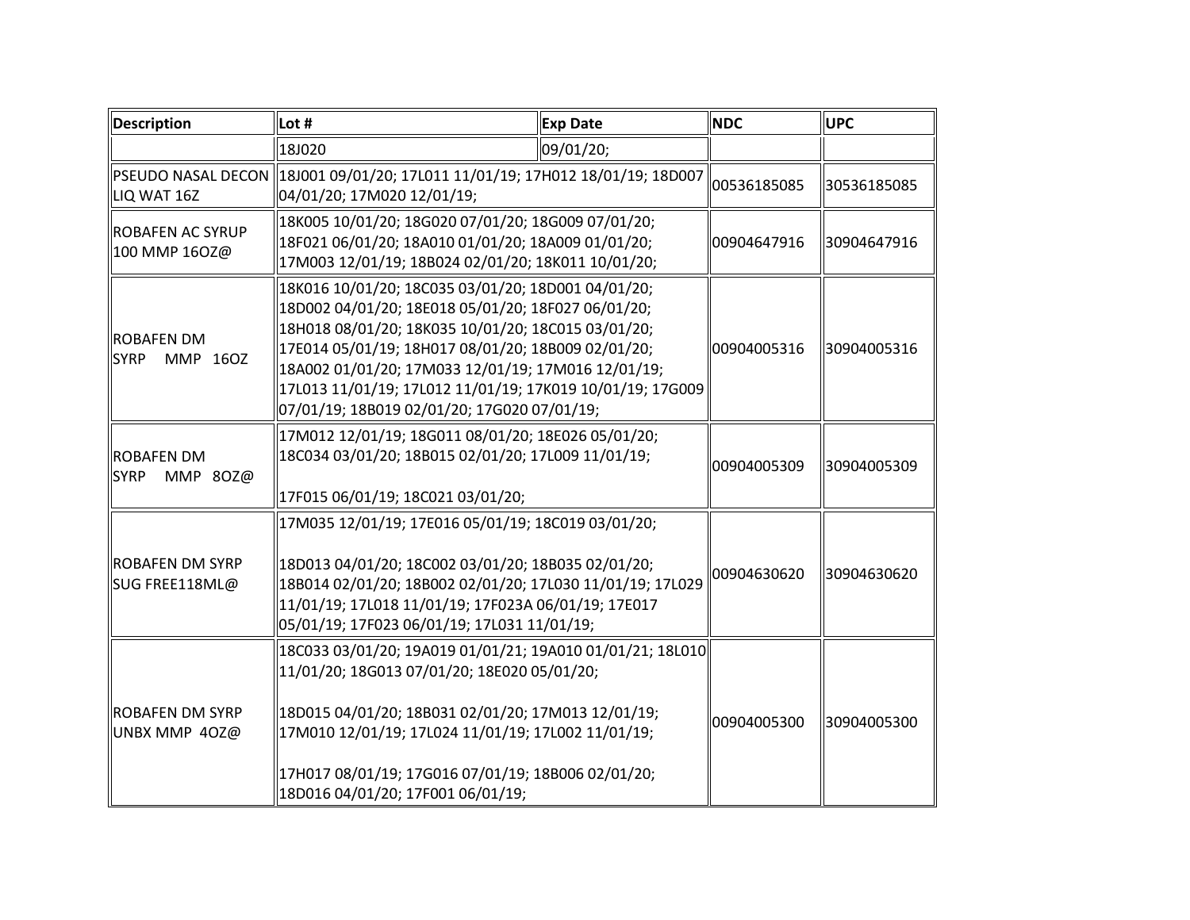| Description | Lot # | Exp Date | NDC | UPC |
|---|---|---|---|---|
| | 18J020 | 09/01/20; | | |
| PSEUDO NASAL DECON LIQ WAT 16Z | 18J001 09/01/20; 17L011 11/01/19; 17H012 18/01/19; 18D007 04/01/20; 17M020 12/01/19; | | 00536185085 | 30536185085 |
| ROBAFEN AC SYRUP 100 MMP 16OZ@ | 18K005 10/01/20; 18G020 07/01/20; 18G009 07/01/20; 18F021 06/01/20; 18A010 01/01/20; 18A009 01/01/20; 17M003 12/01/19; 18B024 02/01/20; 18K011 10/01/20; | | 00904647916 | 30904647916 |
| ROBAFEN DM SYRP MMP 16OZ | 18K016 10/01/20; 18C035 03/01/20; 18D001 04/01/20; 18D002 04/01/20; 18E018 05/01/20; 18F027 06/01/20; 18H018 08/01/20; 18K035 10/01/20; 18C015 03/01/20; 17E014 05/01/19; 18H017 08/01/20; 18B009 02/01/20; 18A002 01/01/20; 17M033 12/01/19; 17M016 12/01/19; 17L013 11/01/19; 17L012 11/01/19; 17K019 10/01/19; 17G009 07/01/19; 18B019 02/01/20; 17G020 07/01/19; | | 00904005316 | 30904005316 |
| ROBAFEN DM SYRP MMP 8OZ@ | 17M012 12/01/19; 18G011 08/01/20; 18E026 05/01/20; 18C034 03/01/20; 18B015 02/01/20; 17L009 11/01/19; 17F015 06/01/19; 18C021 03/01/20; | | 00904005309 | 30904005309 |
| ROBAFEN DM SYRP SUG FREE118ML@ | 17M035 12/01/19; 17E016 05/01/19; 18C019 03/01/20; 18D013 04/01/20; 18C002 03/01/20; 18B035 02/01/20; 18B014 02/01/20; 18B002 02/01/20; 17L030 11/01/19; 17L029 11/01/19; 17L018 11/01/19; 17F023A 06/01/19; 17E017 05/01/19; 17F023 06/01/19; 17L031 11/01/19; | | 00904630620 | 30904630620 |
| ROBAFEN DM SYRP UNBX MMP 4OZ@ | 18C033 03/01/20; 19A019 01/01/21; 19A010 01/01/21; 18L010 11/01/20; 18G013 07/01/20; 18E020 05/01/20; 18D015 04/01/20; 18B031 02/01/20; 17M013 12/01/19; 17M010 12/01/19; 17L024 11/01/19; 17L002 11/01/19; 17H017 08/01/19; 17G016 07/01/19; 18B006 02/01/20; 18D016 04/01/20; 17F001 06/01/19; | | 00904005300 | 30904005300 |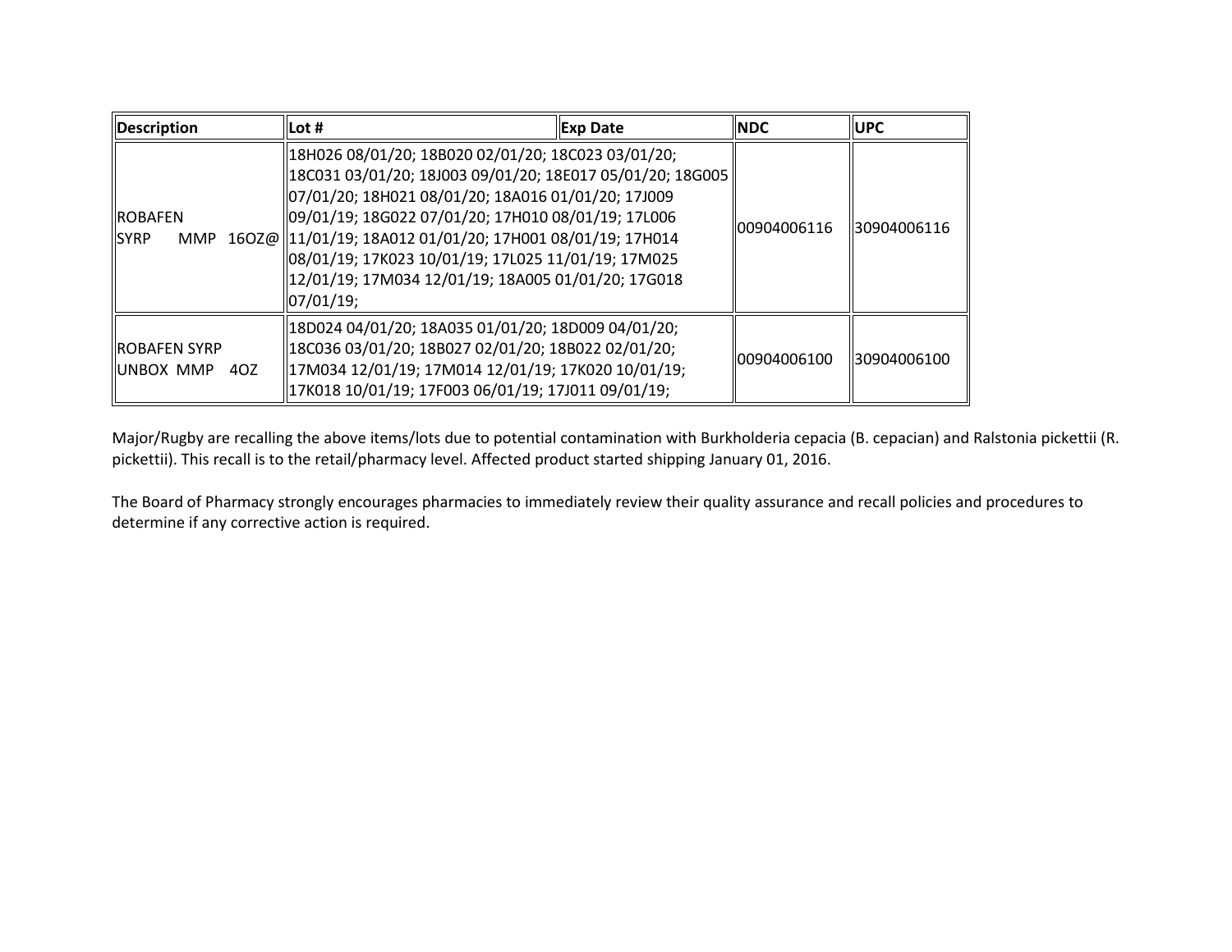| Description | Lot # | Exp Date | NDC | UPC |
|---|---|---|---|---|
| ROBAFEN SYRP MMP 16OZ@ | 18H026 08/01/20; 18B020 02/01/20; 18C023 03/01/20; 18C031 03/01/20; 18J003 09/01/20; 18E017 05/01/20; 18G005 07/01/20; 18H021 08/01/20; 18A016 01/01/20; 17J009 09/01/19; 18G022 07/01/20; 17H010 08/01/19; 17L006 11/01/19; 18A012 01/01/20; 17H001 08/01/19; 17H014 08/01/19; 17K023 10/01/19; 17L025 11/01/19; 17M025 12/01/19; 17M034 12/01/19; 18A005 01/01/20; 17G018 07/01/19; | | 00904006116 | 30904006116 |
| ROBAFEN SYRP UNBOX MMP 4OZ | 18D024 04/01/20; 18A035 01/01/20; 18D009 04/01/20; 18C036 03/01/20; 18B027 02/01/20; 18B022 02/01/20; 17M034 12/01/19; 17M014 12/01/19; 17K020 10/01/19; 17K018 10/01/19; 17F003 06/01/19; 17J011 09/01/19; | | 00904006100 | 30904006100 |

Major/Rugby are recalling the above items/lots due to potential contamination with Burkholderia cepacia (B. cepacian) and Ralstonia pickettii (R. pickettii). This recall is to the retail/pharmacy level. Affected product started shipping January 01, 2016.

The Board of Pharmacy strongly encourages pharmacies to immediately review their quality assurance and recall policies and procedures to determine if any corrective action is required.